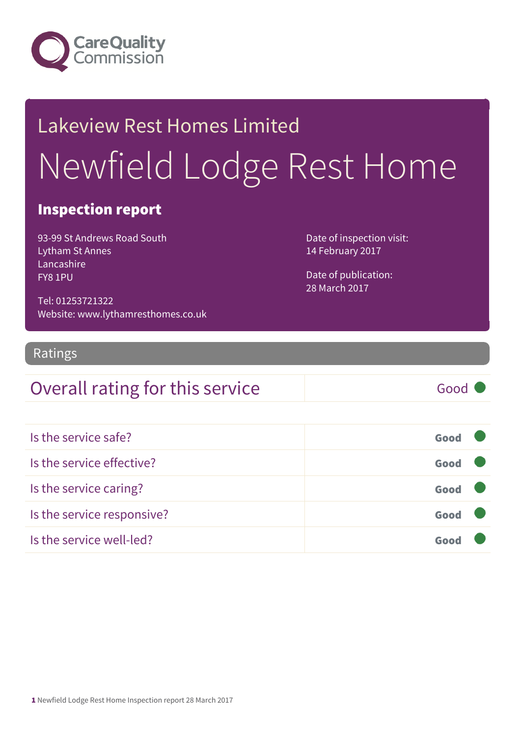Care Quality Commission

Lakeview Rest Homes Limited

# Newfield Lodge Rest Home

## Inspection report

93-99 St Andrews Road South
Lytham St Annes
Lancashire
FY8 1PU

Tel: 01253721322
Website: www.lythamresthomes.co.uk

Date of inspection visit:
14 February 2017

Date of publication:
28 March 2017

## Ratings

| Overall rating for this service | Good |
|---|---|

| | |
|---|---|
| Is the service safe? | Good |
| Is the service effective? | Good |
| Is the service caring? | Good |
| Is the service responsive? | Good |
| Is the service well-led? | Good |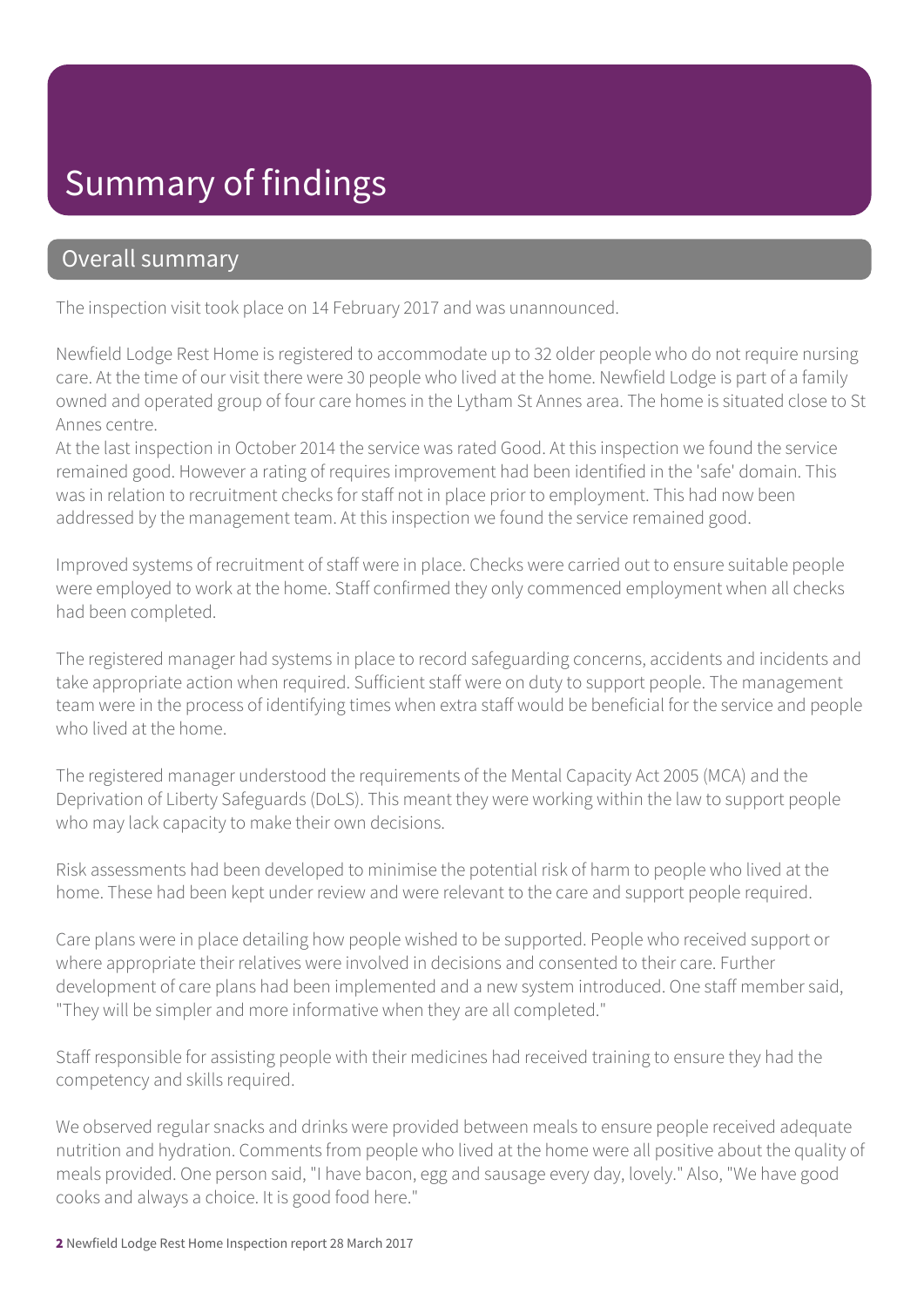# Summary of findings

## Overall summary

The inspection visit took place on 14 February 2017 and was unannounced.

Newfield Lodge Rest Home is registered to accommodate up to 32 older people who do not require nursing care. At the time of our visit there were 30 people who lived at the home. Newfield Lodge is part of a family owned and operated group of four care homes in the Lytham St Annes area. The home is situated close to St Annes centre.

At the last inspection in October 2014 the service was rated Good. At this inspection we found the service remained good. However a rating of requires improvement had been identified in the 'safe' domain. This was in relation to recruitment checks for staff not in place prior to employment. This had now been addressed by the management team. At this inspection we found the service remained good.

Improved systems of recruitment of staff were in place. Checks were carried out to ensure suitable people were employed to work at the home. Staff confirmed they only commenced employment when all checks had been completed.

The registered manager had systems in place to record safeguarding concerns, accidents and incidents and take appropriate action when required. Sufficient staff were on duty to support people. The management team were in the process of identifying times when extra staff would be beneficial for the service and people who lived at the home.

The registered manager understood the requirements of the Mental Capacity Act 2005 (MCA) and the Deprivation of Liberty Safeguards (DoLS). This meant they were working within the law to support people who may lack capacity to make their own decisions.

Risk assessments had been developed to minimise the potential risk of harm to people who lived at the home. These had been kept under review and were relevant to the care and support people required.

Care plans were in place detailing how people wished to be supported. People who received support or where appropriate their relatives were involved in decisions and consented to their care. Further development of care plans had been implemented and a new system introduced. One staff member said, "They will be simpler and more informative when they are all completed."

Staff responsible for assisting people with their medicines had received training to ensure they had the competency and skills required.

We observed regular snacks and drinks were provided between meals to ensure people received adequate nutrition and hydration. Comments from people who lived at the home were all positive about the quality of meals provided. One person said, "I have bacon, egg and sausage every day, lovely." Also, "We have good cooks and always a choice. It is good food here."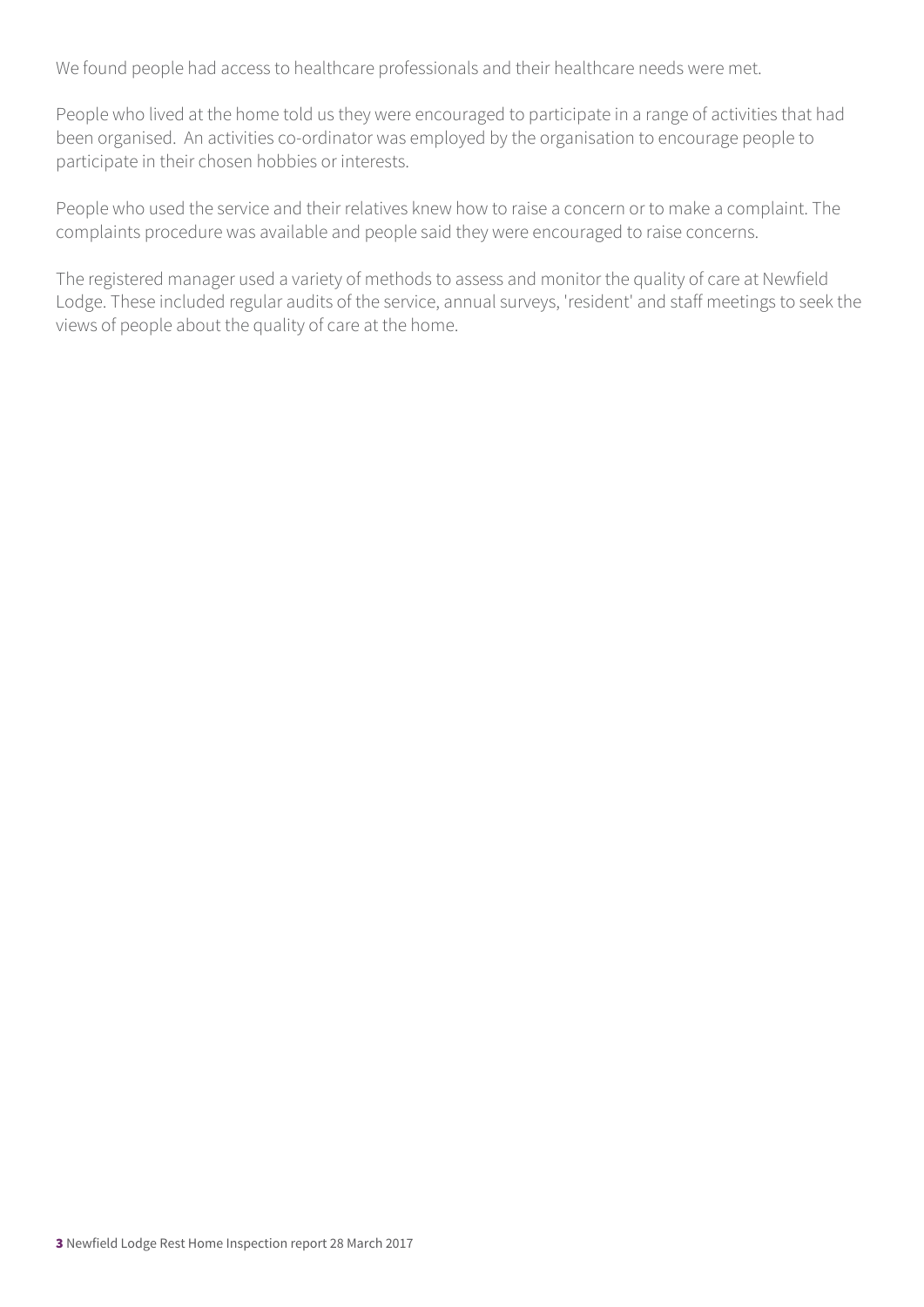We found people had access to healthcare professionals and their healthcare needs were met.

People who lived at the home told us they were encouraged to participate in a range of activities that had been organised. An activities co-ordinator was employed by the organisation to encourage people to participate in their chosen hobbies or interests.

People who used the service and their relatives knew how to raise a concern or to make a complaint. The complaints procedure was available and people said they were encouraged to raise concerns.

The registered manager used a variety of methods to assess and monitor the quality of care at Newfield Lodge. These included regular audits of the service, annual surveys, 'resident' and staff meetings to seek the views of people about the quality of care at the home.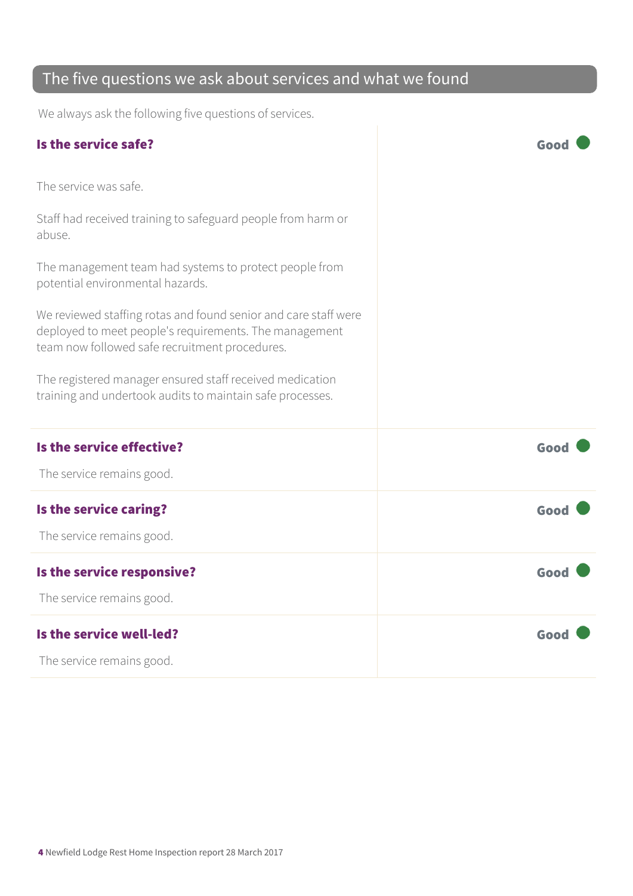## The five questions we ask about services and what we found

We always ask the following five questions of services.

### Is the service safe?

**Good**

The service was safe.

Staff had received training to safeguard people from harm or abuse.

The management team had systems to protect people from potential environmental hazards.

We reviewed staffing rotas and found senior and care staff were deployed to meet people's requirements. The management team now followed safe recruitment procedures.

The registered manager ensured staff received medication training and undertook audits to maintain safe processes.

### Is the service effective?

**Good**

The service remains good.

### Is the service caring?

**Good**

The service remains good.

### Is the service responsive?

**Good**

The service remains good.

### Is the service well-led?

**Good**

The service remains good.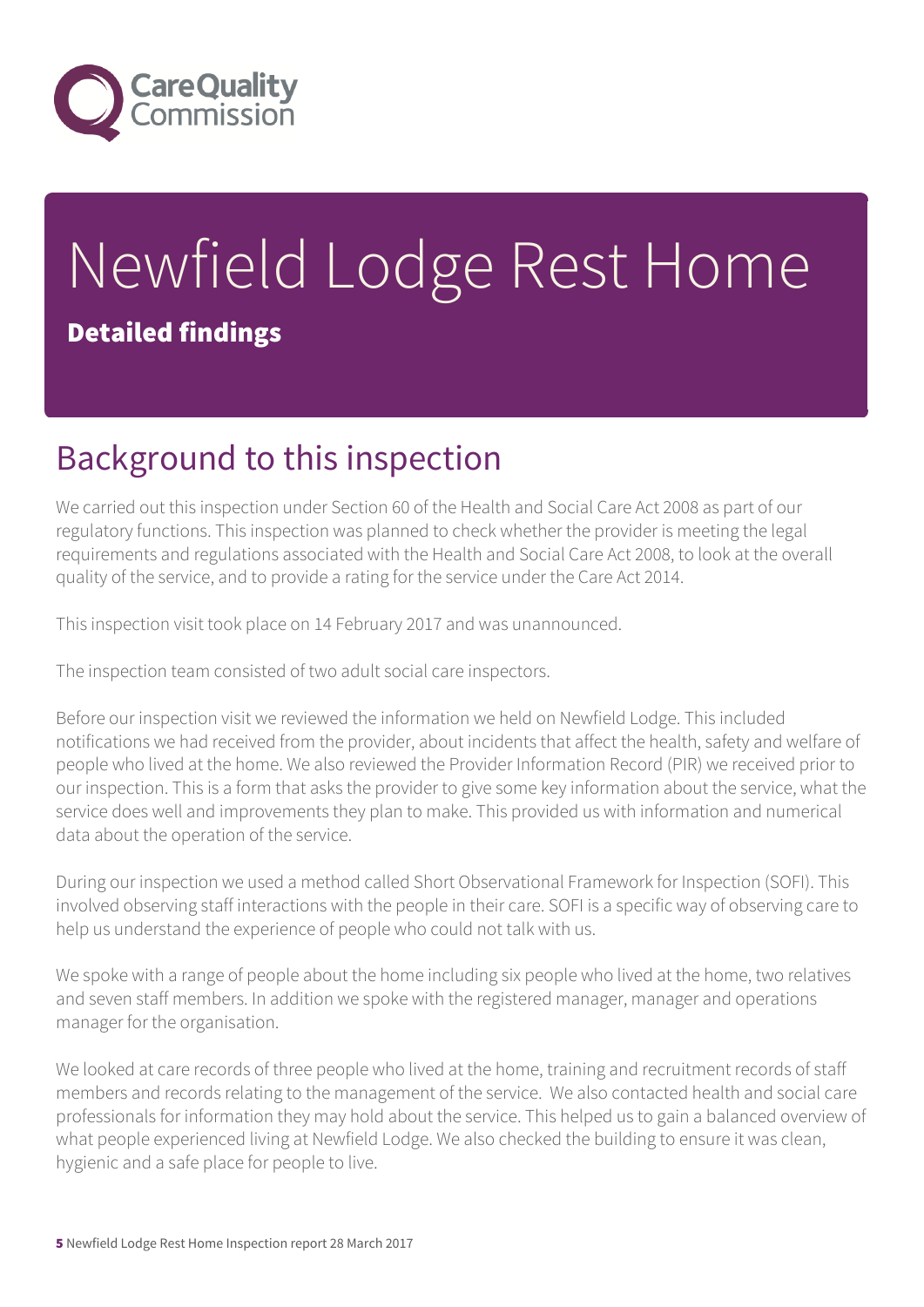# Newfield Lodge Rest Home

**Detailed findings**

## Background to this inspection

We carried out this inspection under Section 60 of the Health and Social Care Act 2008 as part of our regulatory functions. This inspection was planned to check whether the provider is meeting the legal requirements and regulations associated with the Health and Social Care Act 2008, to look at the overall quality of the service, and to provide a rating for the service under the Care Act 2014.

This inspection visit took place on 14 February 2017 and was unannounced.

The inspection team consisted of two adult social care inspectors.

Before our inspection visit we reviewed the information we held on Newfield Lodge. This included notifications we had received from the provider, about incidents that affect the health, safety and welfare of people who lived at the home. We also reviewed the Provider Information Record (PIR) we received prior to our inspection. This is a form that asks the provider to give some key information about the service, what the service does well and improvements they plan to make. This provided us with information and numerical data about the operation of the service.

During our inspection we used a method called Short Observational Framework for Inspection (SOFI). This involved observing staff interactions with the people in their care. SOFI is a specific way of observing care to help us understand the experience of people who could not talk with us.

We spoke with a range of people about the home including six people who lived at the home, two relatives and seven staff members. In addition we spoke with the registered manager, manager and operations manager for the organisation.

We looked at care records of three people who lived at the home, training and recruitment records of staff members and records relating to the management of the service. We also contacted health and social care professionals for information they may hold about the service. This helped us to gain a balanced overview of what people experienced living at Newfield Lodge. We also checked the building to ensure it was clean, hygienic and a safe place for people to live.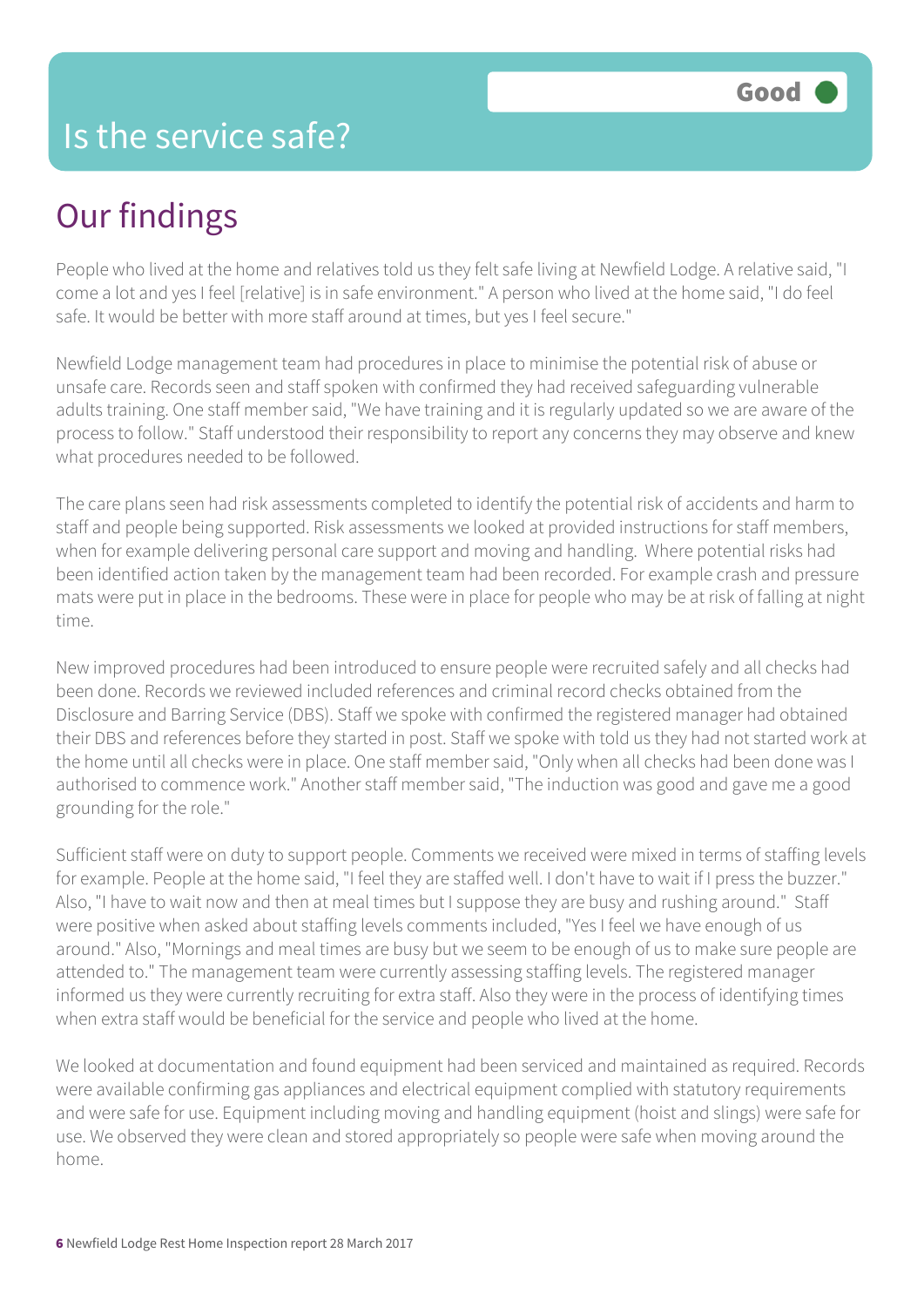# Is the service safe?

**Good**

## Our findings

People who lived at the home and relatives told us they felt safe living at Newfield Lodge. A relative said, "I come a lot and yes I feel [relative] is in safe environment." A person who lived at the home said, "I do feel safe. It would be better with more staff around at times, but yes I feel secure."

Newfield Lodge management team had procedures in place to minimise the potential risk of abuse or unsafe care. Records seen and staff spoken with confirmed they had received safeguarding vulnerable adults training. One staff member said, "We have training and it is regularly updated so we are aware of the process to follow." Staff understood their responsibility to report any concerns they may observe and knew what procedures needed to be followed.

The care plans seen had risk assessments completed to identify the potential risk of accidents and harm to staff and people being supported. Risk assessments we looked at provided instructions for staff members, when for example delivering personal care support and moving and handling. Where potential risks had been identified action taken by the management team had been recorded. For example crash and pressure mats were put in place in the bedrooms. These were in place for people who may be at risk of falling at night time.

New improved procedures had been introduced to ensure people were recruited safely and all checks had been done. Records we reviewed included references and criminal record checks obtained from the Disclosure and Barring Service (DBS). Staff we spoke with confirmed the registered manager had obtained their DBS and references before they started in post. Staff we spoke with told us they had not started work at the home until all checks were in place. One staff member said, "Only when all checks had been done was I authorised to commence work." Another staff member said, "The induction was good and gave me a good grounding for the role."

Sufficient staff were on duty to support people. Comments we received were mixed in terms of staffing levels for example. People at the home said, "I feel they are staffed well. I don't have to wait if I press the buzzer." Also, "I have to wait now and then at meal times but I suppose they are busy and rushing around." Staff were positive when asked about staffing levels comments included, "Yes I feel we have enough of us around." Also, "Mornings and meal times are busy but we seem to be enough of us to make sure people are attended to." The management team were currently assessing staffing levels. The registered manager informed us they were currently recruiting for extra staff. Also they were in the process of identifying times when extra staff would be beneficial for the service and people who lived at the home.

We looked at documentation and found equipment had been serviced and maintained as required. Records were available confirming gas appliances and electrical equipment complied with statutory requirements and were safe for use. Equipment including moving and handling equipment (hoist and slings) were safe for use. We observed they were clean and stored appropriately so people were safe when moving around the home.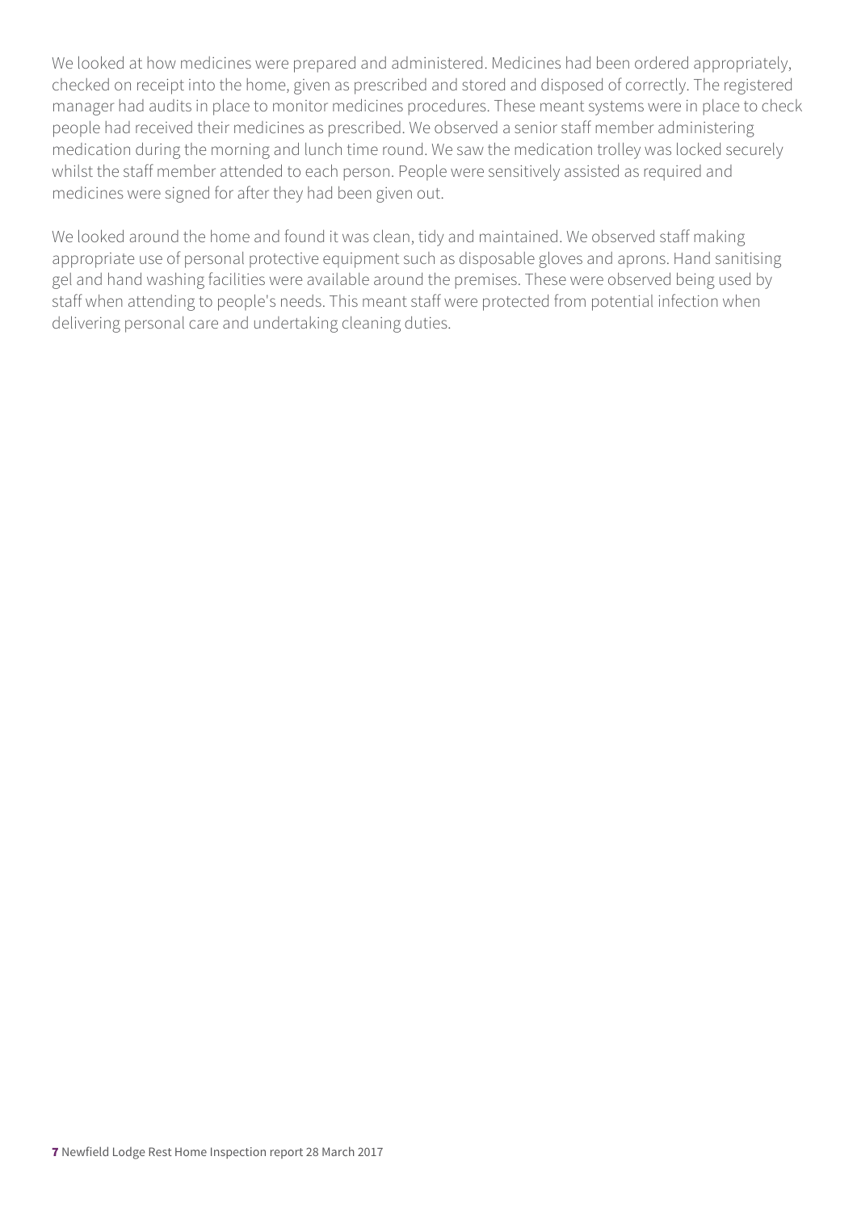We looked at how medicines were prepared and administered. Medicines had been ordered appropriately, checked on receipt into the home, given as prescribed and stored and disposed of correctly. The registered manager had audits in place to monitor medicines procedures. These meant systems were in place to check people had received their medicines as prescribed. We observed a senior staff member administering medication during the morning and lunch time round. We saw the medication trolley was locked securely whilst the staff member attended to each person. People were sensitively assisted as required and medicines were signed for after they had been given out.

We looked around the home and found it was clean, tidy and maintained. We observed staff making appropriate use of personal protective equipment such as disposable gloves and aprons. Hand sanitising gel and hand washing facilities were available around the premises. These were observed being used by staff when attending to people's needs. This meant staff were protected from potential infection when delivering personal care and undertaking cleaning duties.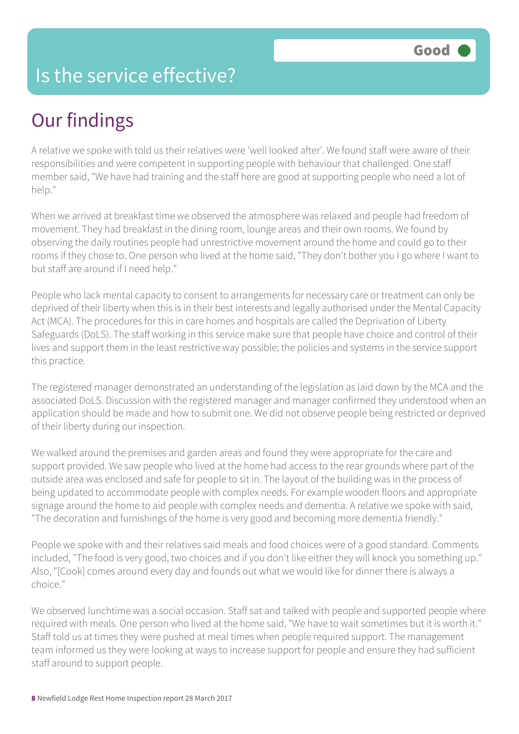# Is the service effective?

Good

## Our findings

A relative we spoke with told us their relatives were 'well looked after'. We found staff were aware of their responsibilities and were competent in supporting people with behaviour that challenged. One staff member said, "We have had training and the staff here are good at supporting people who need a lot of help."

When we arrived at breakfast time we observed the atmosphere was relaxed and people had freedom of movement. They had breakfast in the dining room, lounge areas and their own rooms. We found by observing the daily routines people had unrestrictive movement around the home and could go to their rooms if they chose to. One person who lived at the home said, "They don't bother you I go where I want to but staff are around if I need help."

People who lack mental capacity to consent to arrangements for necessary care or treatment can only be deprived of their liberty when this is in their best interests and legally authorised under the Mental Capacity Act (MCA). The procedures for this in care homes and hospitals are called the Deprivation of Liberty Safeguards (DoLS). The staff working in this service make sure that people have choice and control of their lives and support them in the least restrictive way possible; the policies and systems in the service support this practice.

The registered manager demonstrated an understanding of the legislation as laid down by the MCA and the associated DoLS. Discussion with the registered manager and manager confirmed they understood when an application should be made and how to submit one. We did not observe people being restricted or deprived of their liberty during our inspection.

We walked around the premises and garden areas and found they were appropriate for the care and support provided. We saw people who lived at the home had access to the rear grounds where part of the outside area was enclosed and safe for people to sit in. The layout of the building was in the process of being updated to accommodate people with complex needs. For example wooden floors and appropriate signage around the home to aid people with complex needs and dementia. A relative we spoke with said, "The decoration and furnishings of the home is very good and becoming more dementia friendly."

People we spoke with and their relatives said meals and food choices were of a good standard. Comments included, "The food is very good, two choices and if you don't like either they will knock you something up." Also, "[Cook] comes around every day and founds out what we would like for dinner there is always a choice."

We observed lunchtime was a social occasion. Staff sat and talked with people and supported people where required with meals. One person who lived at the home said, "We have to wait sometimes but it is worth it." Staff told us at times they were pushed at meal times when people required support. The management team informed us they were looking at ways to increase support for people and ensure they had sufficient staff around to support people.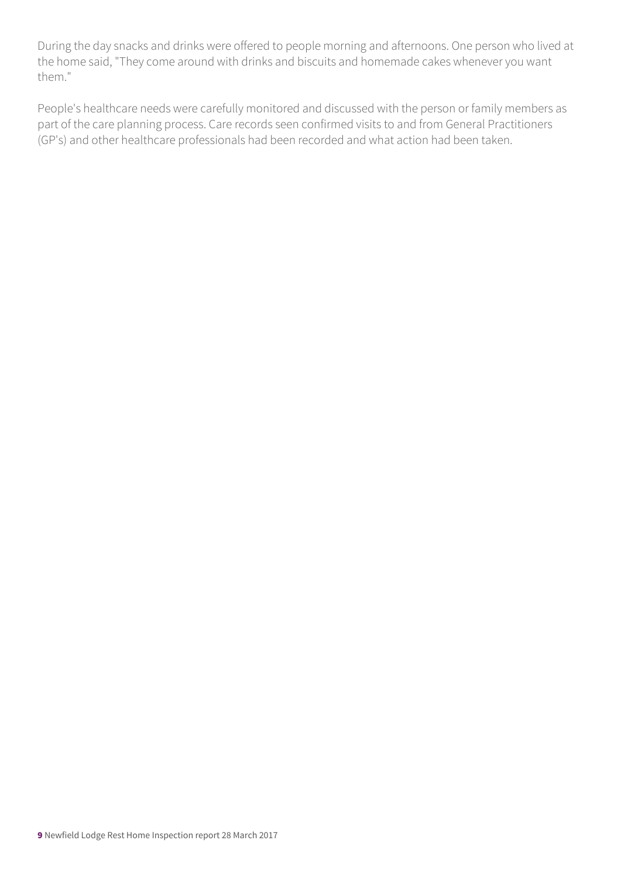During the day snacks and drinks were offered to people morning and afternoons. One person who lived at the home said, "They come around with drinks and biscuits and homemade cakes whenever you want them."

People's healthcare needs were carefully monitored and discussed with the person or family members as part of the care planning process. Care records seen confirmed visits to and from General Practitioners (GP's) and other healthcare professionals had been recorded and what action had been taken.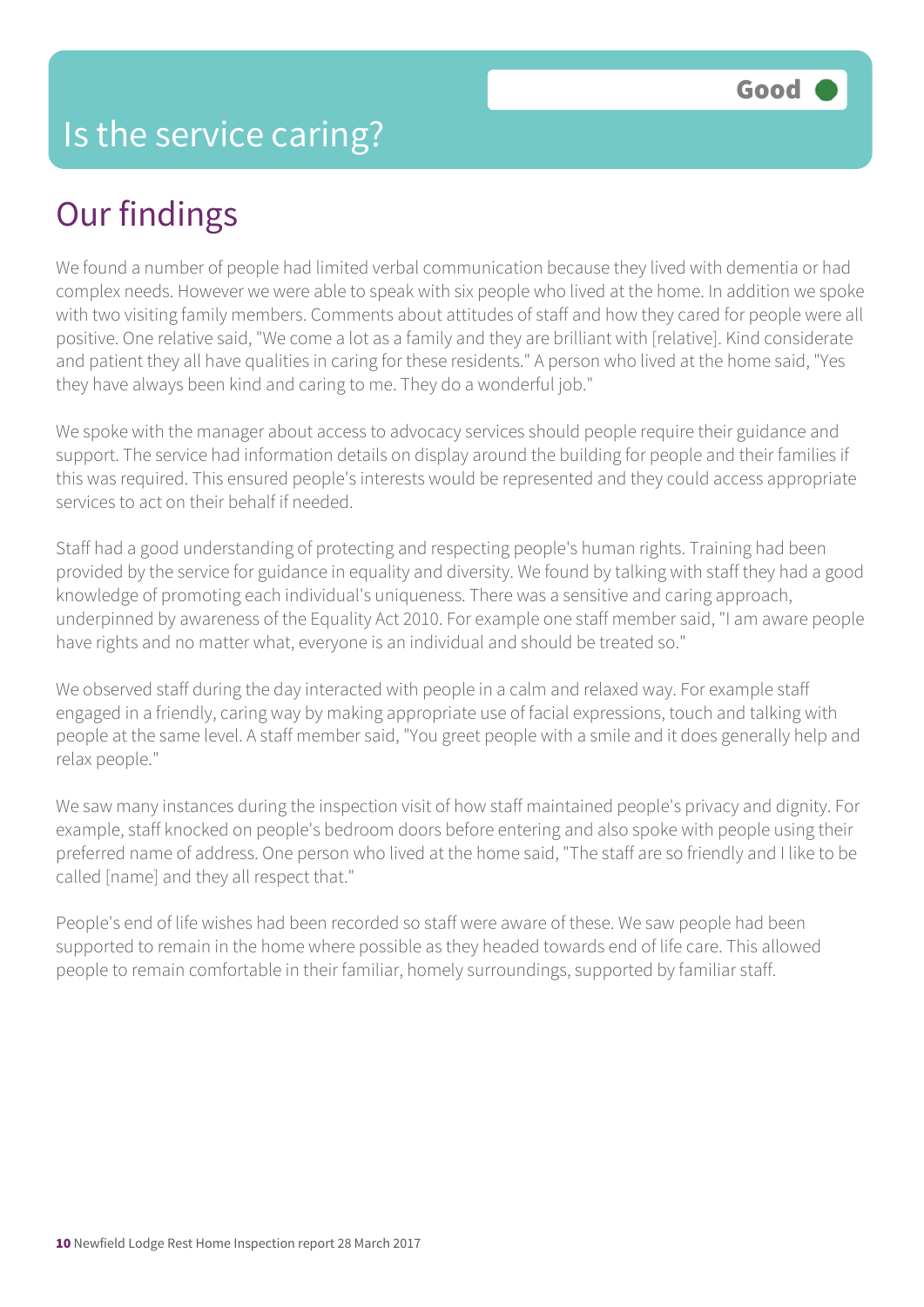# Is the service caring?

Good

## Our findings

We found a number of people had limited verbal communication because they lived with dementia or had complex needs. However we were able to speak with six people who lived at the home. In addition we spoke with two visiting family members. Comments about attitudes of staff and how they cared for people were all positive. One relative said, "We come a lot as a family and they are brilliant with [relative]. Kind considerate and patient they all have qualities in caring for these residents." A person who lived at the home said, "Yes they have always been kind and caring to me. They do a wonderful job."

We spoke with the manager about access to advocacy services should people require their guidance and support. The service had information details on display around the building for people and their families if this was required. This ensured people's interests would be represented and they could access appropriate services to act on their behalf if needed.

Staff had a good understanding of protecting and respecting people's human rights. Training had been provided by the service for guidance in equality and diversity. We found by talking with staff they had a good knowledge of promoting each individual's uniqueness. There was a sensitive and caring approach, underpinned by awareness of the Equality Act 2010. For example one staff member said, "I am aware people have rights and no matter what, everyone is an individual and should be treated so."

We observed staff during the day interacted with people in a calm and relaxed way. For example staff engaged in a friendly, caring way by making appropriate use of facial expressions, touch and talking with people at the same level. A staff member said, "You greet people with a smile and it does generally help and relax people."

We saw many instances during the inspection visit of how staff maintained people's privacy and dignity. For example, staff knocked on people's bedroom doors before entering and also spoke with people using their preferred name of address. One person who lived at the home said, "The staff are so friendly and I like to be called [name] and they all respect that."

People's end of life wishes had been recorded so staff were aware of these. We saw people had been supported to remain in the home where possible as they headed towards end of life care. This allowed people to remain comfortable in their familiar, homely surroundings, supported by familiar staff.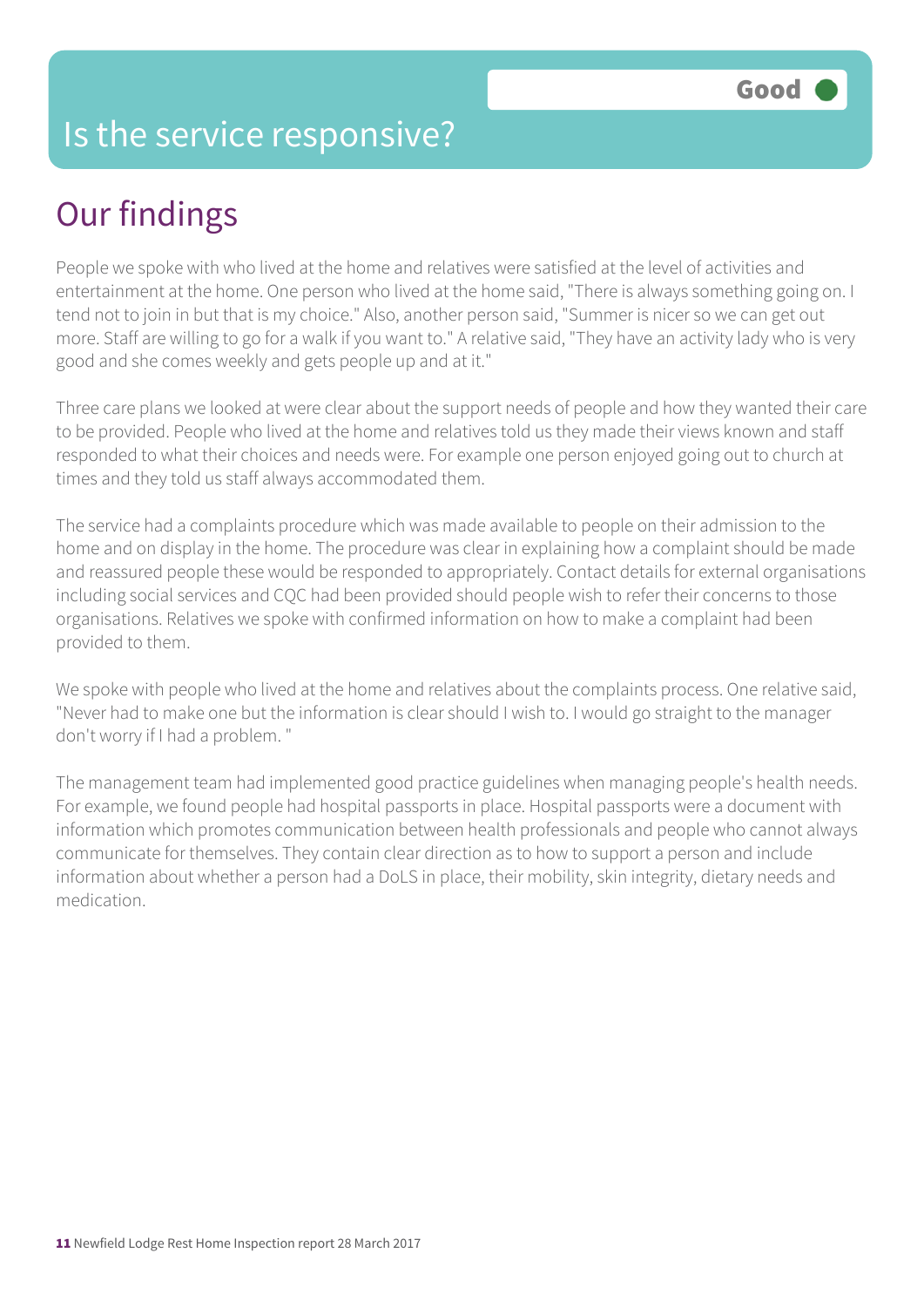# Is the service responsive?

**Good**

## Our findings

People we spoke with who lived at the home and relatives were satisfied at the level of activities and entertainment at the home. One person who lived at the home said, "There is always something going on. I tend not to join in but that is my choice." Also, another person said, "Summer is nicer so we can get out more. Staff are willing to go for a walk if you want to." A relative said, "They have an activity lady who is very good and she comes weekly and gets people up and at it."

Three care plans we looked at were clear about the support needs of people and how they wanted their care to be provided. People who lived at the home and relatives told us they made their views known and staff responded to what their choices and needs were. For example one person enjoyed going out to church at times and they told us staff always accommodated them.

The service had a complaints procedure which was made available to people on their admission to the home and on display in the home. The procedure was clear in explaining how a complaint should be made and reassured people these would be responded to appropriately. Contact details for external organisations including social services and CQC had been provided should people wish to refer their concerns to those organisations. Relatives we spoke with confirmed information on how to make a complaint had been provided to them.

We spoke with people who lived at the home and relatives about the complaints process. One relative said, "Never had to make one but the information is clear should I wish to. I would go straight to the manager don't worry if I had a problem. "

The management team had implemented good practice guidelines when managing people's health needs. For example, we found people had hospital passports in place. Hospital passports were a document with information which promotes communication between health professionals and people who cannot always communicate for themselves. They contain clear direction as to how to support a person and include information about whether a person had a DoLS in place, their mobility, skin integrity, dietary needs and medication.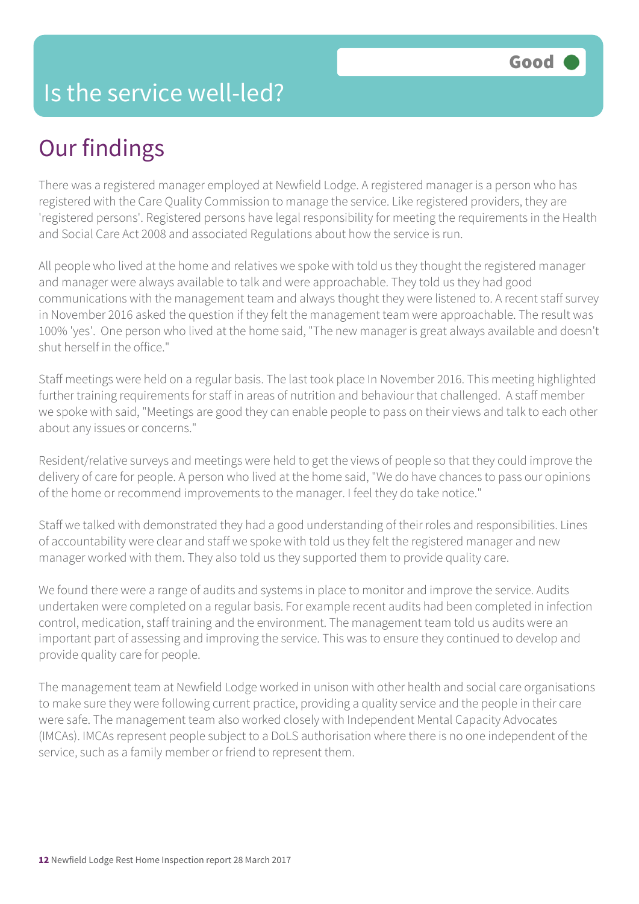# Is the service well-led?

**Good**

## Our findings

There was a registered manager employed at Newfield Lodge. A registered manager is a person who has registered with the Care Quality Commission to manage the service. Like registered providers, they are 'registered persons'. Registered persons have legal responsibility for meeting the requirements in the Health and Social Care Act 2008 and associated Regulations about how the service is run.

All people who lived at the home and relatives we spoke with told us they thought the registered manager and manager were always available to talk and were approachable. They told us they had good communications with the management team and always thought they were listened to. A recent staff survey in November 2016 asked the question if they felt the management team were approachable. The result was 100% 'yes'. One person who lived at the home said, "The new manager is great always available and doesn't shut herself in the office."

Staff meetings were held on a regular basis. The last took place In November 2016. This meeting highlighted further training requirements for staff in areas of nutrition and behaviour that challenged. A staff member we spoke with said, "Meetings are good they can enable people to pass on their views and talk to each other about any issues or concerns."

Resident/relative surveys and meetings were held to get the views of people so that they could improve the delivery of care for people. A person who lived at the home said, "We do have chances to pass our opinions of the home or recommend improvements to the manager. I feel they do take notice."

Staff we talked with demonstrated they had a good understanding of their roles and responsibilities. Lines of accountability were clear and staff we spoke with told us they felt the registered manager and new manager worked with them. They also told us they supported them to provide quality care.

We found there were a range of audits and systems in place to monitor and improve the service. Audits undertaken were completed on a regular basis. For example recent audits had been completed in infection control, medication, staff training and the environment. The management team told us audits were an important part of assessing and improving the service. This was to ensure they continued to develop and provide quality care for people.

The management team at Newfield Lodge worked in unison with other health and social care organisations to make sure they were following current practice, providing a quality service and the people in their care were safe. The management team also worked closely with Independent Mental Capacity Advocates (IMCAs). IMCAs represent people subject to a DoLS authorisation where there is no one independent of the service, such as a family member or friend to represent them.